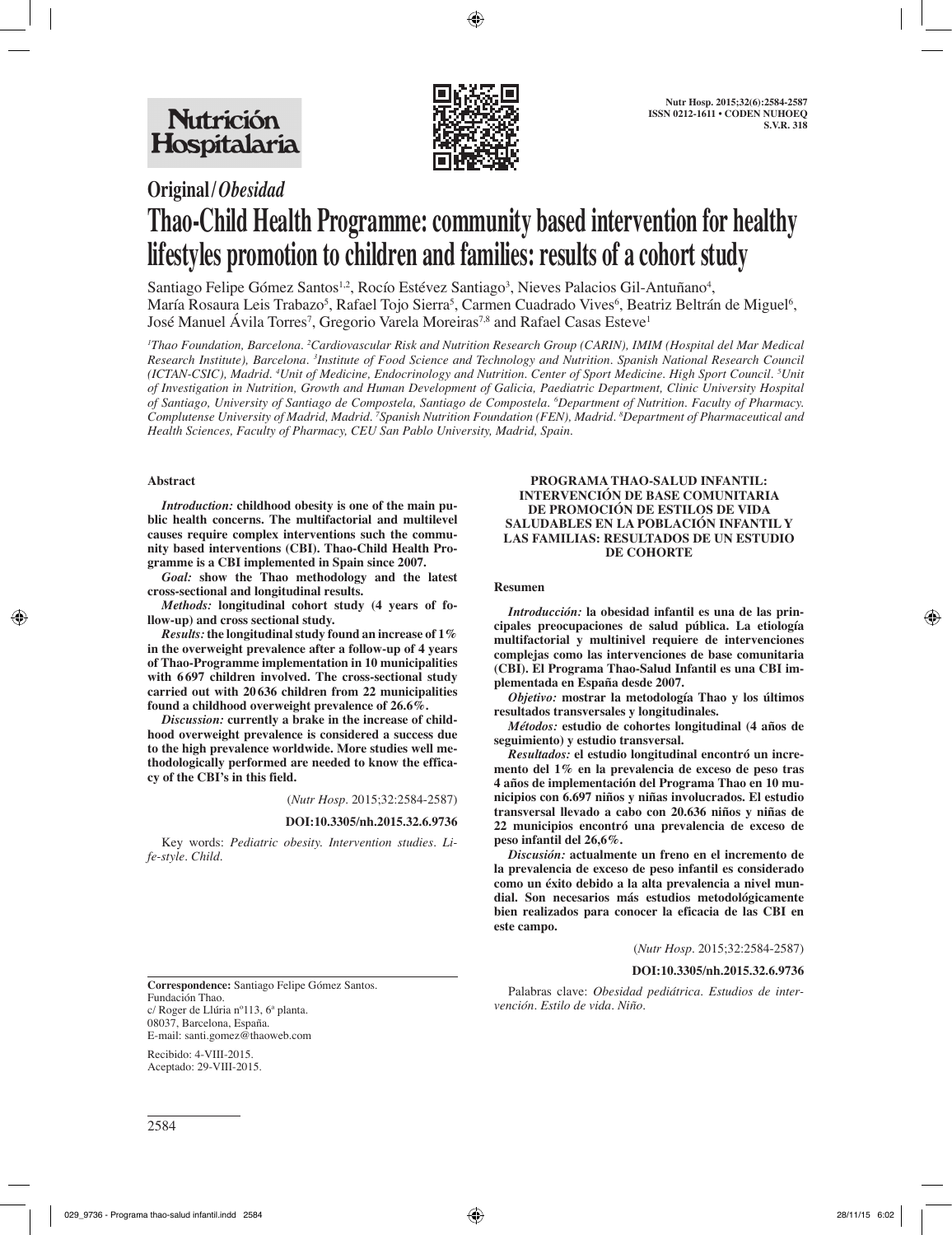**Original/*Obesidad***

# Thao-Child Health Programme: community based intervention for healthy lifestyles promotion to children and families: results of a cohort study

Santiago Felipe Gómez Santos[1,2], Rocío Estévez Santiago[3], Nieves Palacios Gil-Antuñano[4], María Rosaura Leis Trabazo[5], Rafael Tojo Sierra[5], Carmen Cuadrado Vives[6], Beatriz Beltrán de Miguel[6], José Manuel Ávila Torres[7], Gregorio Varela Moreiras[7,8] and Rafael Casas Esteve[1]

*[1]Thao Foundation, Barcelona. [2]Cardiovascular Risk and Nutrition Research Group (CARIN), IMIM (Hospital del Mar Medical Research Institute), Barcelona. [3]Institute of Food Science and Technology and Nutrition. Spanish National Research Council (ICTAN-CSIC), Madrid. [4]Unit of Medicine, Endocrinology and Nutrition. Center of Sport Medicine. High Sport Council. [5]Unit of Investigation in Nutrition, Growth and Human Development of Galicia, Paediatric Department, Clinic University Hospital of Santiago, University of Santiago de Compostela, Santiago de Compostela. [6]Department of Nutrition. Faculty of Pharmacy. Complutense University of Madrid, Madrid. [7]Spanish Nutrition Foundation (FEN), Madrid. [8]Department of Pharmaceutical and Health Sciences, Faculty of Pharmacy, CEU San Pablo University, Madrid, Spain.*

## Abstract

***Introduction:*** **childhood obesity is one of the main public health concerns. The multifactorial and multilevel causes require complex interventions such the community based interventions (CBI). Thao-Child Health Programme is a CBI implemented in Spain since 2007.**

***Goal:*** **show the Thao methodology and the latest cross-sectional and longitudinal results.**

***Methods:*** **longitudinal cohort study (4 years of follow-up) and cross sectional study.**

***Results:*** **the longitudinal study found an increase of 1% in the overweight prevalence after a follow-up of 4 years of Thao-Programme implementation in 10 municipalities with 6697 children involved. The cross-sectional study carried out with 20636 children from 22 municipalities found a childhood overweight prevalence of 26.6%.**

***Discussion:*** **currently a brake in the increase of childhood overweight prevalence is considered a success due to the high prevalence worldwide. More studies well methodologically performed are needed to know the efficacy of the CBI's in this field.**

(*Nutr Hosp.* 2015;32:2584-2587)

**DOI:10.3305/nh.2015.32.6.9736**

Key words: *Pediatric obesity. Intervention studies. Life-style. Child.*

## PROGRAMA THAO-SALUD INFANTIL: INTERVENCIÓN DE BASE COMUNITARIA DE PROMOCIÓN DE ESTILOS DE VIDA SALUDABLES EN LA POBLACIÓN INFANTIL Y LAS FAMILIAS: RESULTADOS DE UN ESTUDIO DE COHORTE

## Resumen

***Introducción:*** **la obesidad infantil es una de las principales preocupaciones de salud pública. La etiología multifactorial y multinivel requiere de intervenciones complejas como las intervenciones de base comunitaria (CBI). El Programa Thao-Salud Infantil es una CBI implementada en España desde 2007.**

***Objetivo:*** **mostrar la metodología Thao y los últimos resultados transversales y longitudinales.**

***Métodos:*** **estudio de cohortes longitudinal (4 años de seguimiento) y estudio transversal.**

***Resultados:*** **el estudio longitudinal encontró un incremento del 1% en la prevalencia de exceso de peso tras 4 años de implementación del Programa Thao en 10 municipios con 6.697 niños y niñas involucrados. El estudio transversal llevado a cabo con 20.636 niños y niñas de 22 municipios encontró una prevalencia de exceso de peso infantil del 26,6%.**

***Discusión:*** **actualmente un freno en el incremento de la prevalencia de exceso de peso infantil es considerado como un éxito debido a la alta prevalencia a nivel mundial. Son necesarios más estudios metodológicamente bien realizados para conocer la eficacia de las CBI en este campo.**

(*Nutr Hosp.* 2015;32:2584-2587)

**DOI:10.3305/nh.2015.32.6.9736**

Palabras clave: *Obesidad pediátrica. Estudios de intervención. Estilo de vida. Niño.*

---

**Correspondence:** Santiago Felipe Gómez Santos.
Fundación Thao.
c/ Roger de Llúria nº113, 6ª planta.
08037, Barcelona, España.
E-mail: santi.gomez@thaoweb.com

Recibido: 4-VIII-2015.
Aceptado: 29-VIII-2015.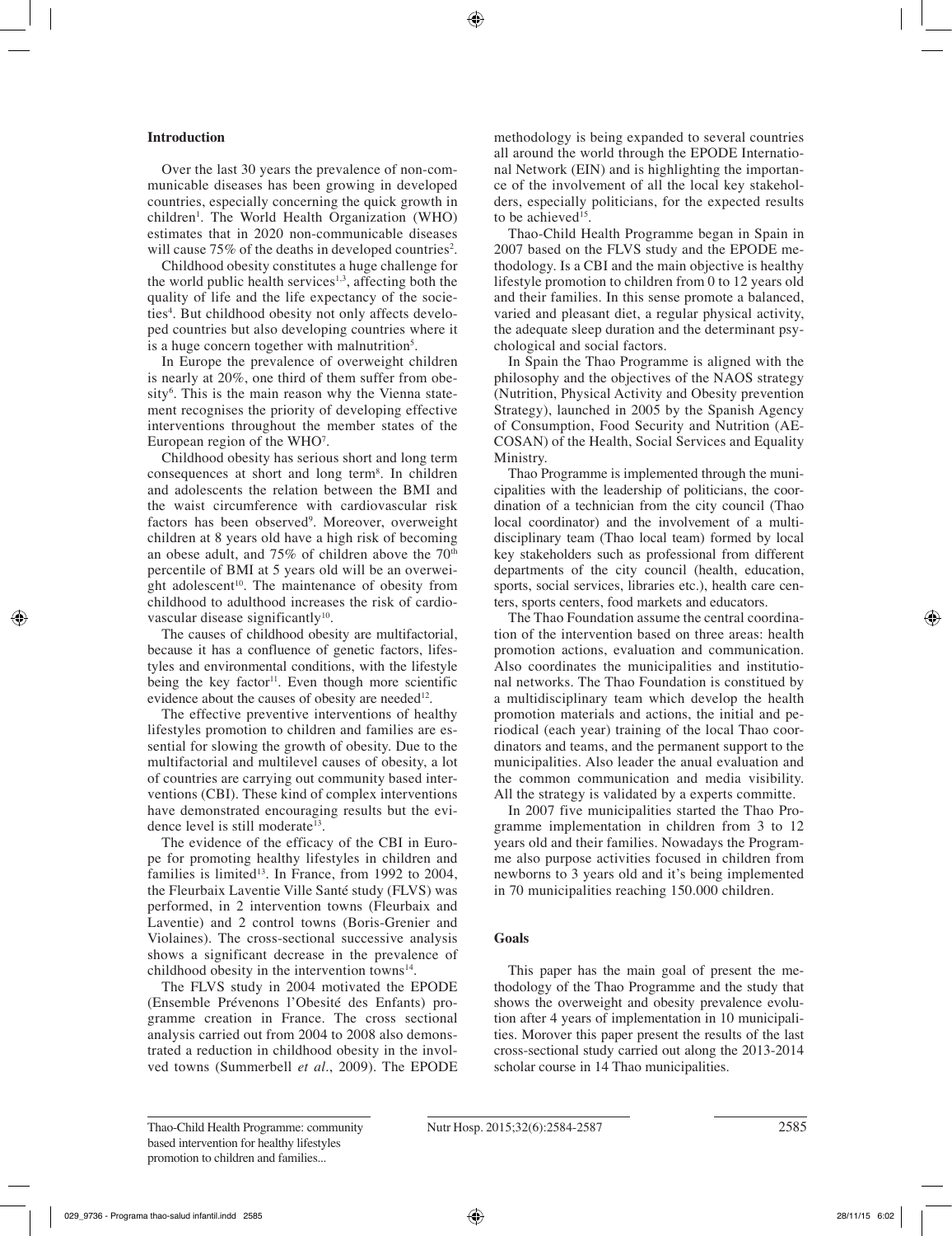## Introduction

Over the last 30 years the prevalence of non-communicable diseases has been growing in developed countries, especially concerning the quick growth in children[1]. The World Health Organization (WHO) estimates that in 2020 non-communicable diseases will cause 75% of the deaths in developed countries[2].

Childhood obesity constitutes a huge challenge for the world public health services[1,3], affecting both the quality of life and the life expectancy of the societies[4]. But childhood obesity not only affects developed countries but also developing countries where it is a huge concern together with malnutrition[5].

In Europe the prevalence of overweight children is nearly at 20%, one third of them suffer from obesity[6]. This is the main reason why the Vienna statement recognises the priority of developing effective interventions throughout the member states of the European region of the WHO[7].

Childhood obesity has serious short and long term consequences at short and long term[8]. In children and adolescents the relation between the BMI and the waist circumference with cardiovascular risk factors has been observed[9]. Moreover, overweight children at 8 years old have a high risk of becoming an obese adult, and 75% of children above the 70$^{th}$ percentile of BMI at 5 years old will be an overweight adolescent[10]. The maintenance of obesity from childhood to adulthood increases the risk of cardiovascular disease significantly[10].

The causes of childhood obesity are multifactorial, because it has a confluence of genetic factors, lifestyles and environmental conditions, with the lifestyle being the key factor[11]. Even though more scientific evidence about the causes of obesity are needed[12].

The effective preventive interventions of healthy lifestyles promotion to children and families are essential for slowing the growth of obesity. Due to the multifactorial and multilevel causes of obesity, a lot of countries are carrying out community based interventions (CBI). These kind of complex interventions have demonstrated encouraging results but the evidence level is still moderate[13].

The evidence of the efficacy of the CBI in Europe for promoting healthy lifestyles in children and families is limited[13]. In France, from 1992 to 2004, the Fleurbaix Laventie Ville Santé study (FLVS) was performed, in 2 intervention towns (Fleurbaix and Laventie) and 2 control towns (Boris-Grenier and Violaines). The cross-sectional successive analysis shows a significant decrease in the prevalence of childhood obesity in the intervention towns[14].

The FLVS study in 2004 motivated the EPODE (Ensemble Prévenons l'Obesité des Enfants) programme creation in France. The cross sectional analysis carried out from 2004 to 2008 also demonstrated a reduction in childhood obesity in the involved towns (Summerbell *et al*., 2009). The EPODE methodology is being expanded to several countries all around the world through the EPODE International Network (EIN) and is highlighting the importance of the involvement of all the local key stakeholders, especially politicians, for the expected results to be achieved[15].

Thao-Child Health Programme began in Spain in 2007 based on the FLVS study and the EPODE methodology. Is a CBI and the main objective is healthy lifestyle promotion to children from 0 to 12 years old and their families. In this sense promote a balanced, varied and pleasant diet, a regular physical activity, the adequate sleep duration and the determinant psychological and social factors.

In Spain the Thao Programme is aligned with the philosophy and the objectives of the NAOS strategy (Nutrition, Physical Activity and Obesity prevention Strategy), launched in 2005 by the Spanish Agency of Consumption, Food Security and Nutrition (AECOSAN) of the Health, Social Services and Equality Ministry.

Thao Programme is implemented through the municipalities with the leadership of politicians, the coordination of a technician from the city council (Thao local coordinator) and the involvement of a multidisciplinary team (Thao local team) formed by local key stakeholders such as professional from different departments of the city council (health, education, sports, social services, libraries etc.), health care centers, sports centers, food markets and educators.

The Thao Foundation assume the central coordination of the intervention based on three areas: health promotion actions, evaluation and communication. Also coordinates the municipalities and institutional networks. The Thao Foundation is constituted by a multidisciplinary team which develop the health promotion materials and actions, the initial and periodical (each year) training of the local Thao coordinators and teams, and the permanent support to the municipalities. Also leader the anual evaluation and the common communication and media visibility. All the strategy is validated by a experts committe.

In 2007 five municipalities started the Thao Programme implementation in children from 3 to 12 years old and their families. Nowadays the Programme also purpose activities focused in children from newborns to 3 years old and it's being implemented in 70 municipalities reaching 150.000 children.

## Goals

This paper has the main goal of present the methodology of the Thao Programme and the study that shows the overweight and obesity prevalence evolution after 4 years of implementation in 10 municipalities. Morover this paper present the results of the last cross-sectional study carried out along the 2013-2014 scholar course in 14 Thao municipalities.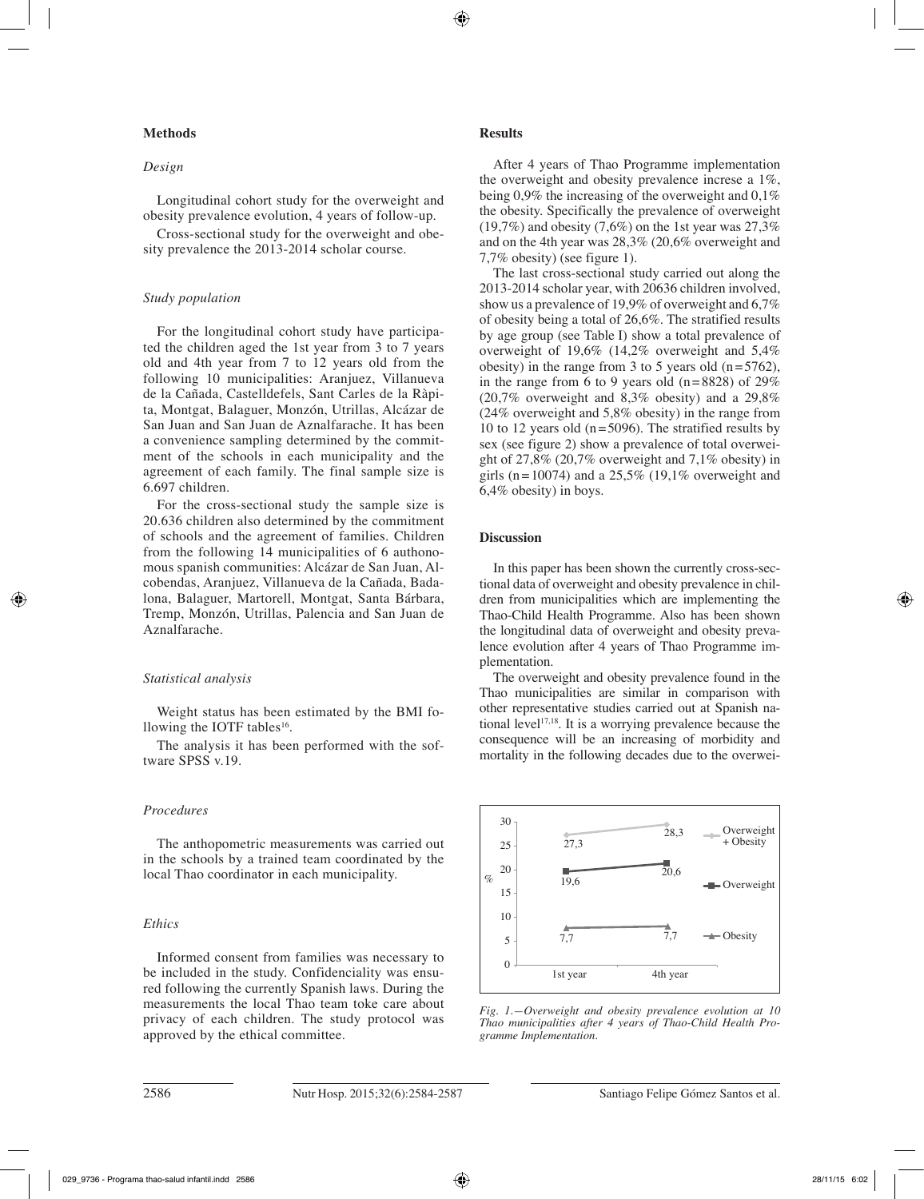## Methods

### *Design*

Longitudinal cohort study for the overweight and obesity prevalence evolution, 4 years of follow-up.

Cross-sectional study for the overweight and obesity prevalence the 2013-2014 scholar course.

### *Study population*

For the longitudinal cohort study have participated the children aged the 1st year from 3 to 7 years old and 4th year from 7 to 12 years old from the following 10 municipalities: Aranjuez, Villanueva de la Cañada, Castelldefels, Sant Carles de la Ràpita, Montgat, Balaguer, Monzón, Utrillas, Alcázar de San Juan and San Juan de Aznalfarache. It has been a convenience sampling determined by the commitment of the schools in each municipality and the agreement of each family. The final sample size is 6.697 children.

For the cross-sectional study the sample size is 20.636 children also determined by the commitment of schools and the agreement of families. Children from the following 14 municipalities of 6 authonomous spanish communities: Alcázar de San Juan, Alcobendas, Aranjuez, Villanueva de la Cañada, Badalona, Balaguer, Martorell, Montgat, Santa Bárbara, Tremp, Monzón, Utrillas, Palencia and San Juan de Aznalfarache.

### *Statistical analysis*

Weight status has been estimated by the BMI following the IOTF tables[16].

The analysis it has been performed with the software SPSS v.19.

### *Procedures*

The anthopometric measurements was carried out in the schools by a trained team coordinated by the local Thao coordinator in each municipality.

### *Ethics*

Informed consent from families was necessary to be included in the study. Confidenciality was ensured following the currently Spanish laws. During the measurements the local Thao team toke care about privacy of each children. The study protocol was approved by the ethical committee.

## Results

After 4 years of Thao Programme implementation the overweight and obesity prevalence increse a 1%, being 0,9% the increasing of the overweight and 0,1% the obesity. Specifically the prevalence of overweight (19,7%) and obesity (7,6%) on the 1st year was 27,3% and on the 4th year was 28,3% (20,6% overweight and 7,7% obesity) (see figure 1).

The last cross-sectional study carried out along the 2013-2014 scholar year, with 20636 children involved, show us a prevalence of 19,9% of overweight and 6,7% of obesity being a total of 26,6%. The stratified results by age group (see Table I) show a total prevalence of overweight of 19,6% (14,2% overweight and 5,4% obesity) in the range from 3 to 5 years old (n=5762), in the range from 6 to 9 years old (n=8828) of 29% (20,7% overweight and 8,3% obesity) and a 29,8% (24% overweight and 5,8% obesity) in the range from 10 to 12 years old (n=5096). The stratified results by sex (see figure 2) show a prevalence of total overweight of 27,8% (20,7% overweight and 7,1% obesity) in girls (n=10074) and a 25,5% (19,1% overweight and 6,4% obesity) in boys.

## Discussion

In this paper has been shown the currently cross-sectional data of overweight and obesity prevalence in children from municipalities which are implementing the Thao-Child Health Programme. Also has been shown the longitudinal data of overweight and obesity prevalence evolution after 4 years of Thao Programme implementation.

The overweight and obesity prevalence found in the Thao municipalities are similar in comparison with other representative studies carried out at Spanish national level[17,18]. It is a worrying prevalence because the consequence will be an increasing of morbidity and mortality in the following decades due to the overwei-

| | 1st year | 4th year |
|---|---|---|
| Overweight + Obesity (%) | 27,3 | 28,3 |
| Overweight (%) | 19,6 | 20,6 |
| Obesity (%) | 7,7 | 7,7 |

*Fig. 1.—Overweight and obesity prevalence evolution at 10 Thao municipalities after 4 years of Thao-Child Health Programme Implementation.*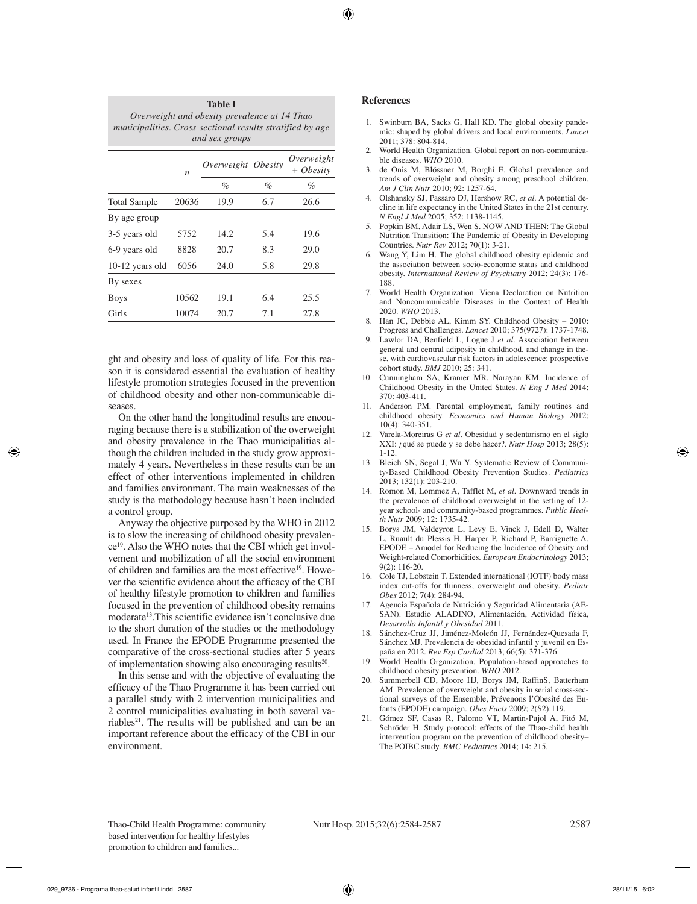**Table I**
*Overweight and obesity prevalence at 14 Thao municipalities. Cross-sectional results stratified by age and sex groups*

| | *n* | *Overweight* | *Obesity* | *Overweight + Obesity* |
|---|---|---|---|---|
| | | % | % | % |
| Total Sample | 20636 | 19.9 | 6.7 | 26.6 |
| By age group | | | | |
| 3-5 years old | 5752 | 14.2 | 5.4 | 19.6 |
| 6-9 years old | 8828 | 20.7 | 8.3 | 29.0 |
| 10-12 years old | 6056 | 24.0 | 5.8 | 29.8 |
| By sexes | | | | |
| Boys | 10562 | 19.1 | 6.4 | 25.5 |
| Girls | 10074 | 20.7 | 7.1 | 27.8 |

ght and obesity and loss of quality of life. For this reason it is considered essential the evaluation of healthy lifestyle promotion strategies focused in the prevention of childhood obesity and other non-communicable diseases.

On the other hand the longitudinal results are encouraging because there is a stabilization of the overweight and obesity prevalence in the Thao municipalities although the children included in the study grow approximately 4 years. Nevertheless in these results can be an effect of other interventions implemented in children and families environment. The main weaknesses of the study is the methodology because hasn't been included a control group.

Anyway the objective purposed by the WHO in 2012 is to slow the increasing of childhood obesity prevalence[19]. Also the WHO notes that the CBI which get involvement and mobilization of all the social environment of children and families are the most effective[19]. However the scientific evidence about the efficacy of the CBI of healthy lifestyle promotion to children and families focused in the prevention of childhood obesity remains moderate[13].This scientific evidence isn't conclusive due to the short duration of the studies or the methodology used. In France the EPODE Programme presented the comparative of the cross-sectional studies after 5 years of implementation showing also encouraging results[20].

In this sense and with the objective of evaluating the efficacy of the Thao Programme it has been carried out a parallel study with 2 intervention municipalities and 2 control municipalities evaluating in both several variables[21]. The results will be published and can be an important reference about the efficacy of the CBI in our environment.

## References

1. Swinburn BA, Sacks G, Hall KD. The global obesity pandemic: shaped by global drivers and local environments. *Lancet* 2011; 378: 804-814.
2. World Health Organization. Global report on non-communicable diseases. *WHO* 2010.
3. de Onis M, Blössner M, Borghi E. Global prevalence and trends of overweight and obesity among preschool children. *Am J Clin Nutr* 2010; 92: 1257-64.
4. Olshansky SJ, Passaro DJ, Hershow RC, *et al*. A potential decline in life expectancy in the United States in the 21st century. *N Engl J Med* 2005; 352: 1138-1145.
5. Popkin BM, Adair LS, Wen S. NOW AND THEN: The Global Nutrition Transition: The Pandemic of Obesity in Developing Countries. *Nutr Rev* 2012; 70(1): 3-21.
6. Wang Y, Lim H. The global childhood obesity epidemic and the association between socio-economic status and childhood obesity. *International Review of Psychiatry* 2012; 24(3): 176-188.
7. World Health Organization. Viena Declaration on Nutrition and Noncommunicable Diseases in the Context of Health 2020. *WHO* 2013.
8. Han JC, Debbie AL, Kimm SY. Childhood Obesity – 2010: Progress and Challenges. *Lancet* 2010; 375(9727): 1737-1748.
9. Lawlor DA, Benfield L, Logue J *et al*. Association between general and central adiposity in childhood, and change in these, with cardiovascular risk factors in adolescence: prospective cohort study. *BMJ* 2010; 25: 341.
10. Cunningham SA, Kramer MR, Narayan KM. Incidence of Childhood Obesity in the United States. *N Eng J Med* 2014; 370: 403-411.
11. Anderson PM. Parental employment, family routines and childhood obesity. *Economics and Human Biology* 2012; 10(4): 340-351.
12. Varela-Moreiras G *et al*. Obesidad y sedentarismo en el siglo XXI: ¿qué se puede y se debe hacer?. *Nutr Hosp* 2013; 28(5): 1-12.
13. Bleich SN, Segal J, Wu Y. Systematic Review of Community-Based Childhood Obesity Prevention Studies. *Pediatrics* 2013; 132(1): 203-210.
14. Romon M, Lommez A, Tafflet M, *et al*. Downward trends in the prevalence of childhood overweight in the setting of 12-year school- and community-based programmes. *Public Health Nutr* 2009; 12: 1735-42.
15. Borys JM, Valdeyron L, Levy E, Vinck J, Edell D, Walter L, Ruault du Plessis H, Harper P, Richard P, Barriguette A. EPODE – Amodel for Reducing the Incidence of Obesity and Weight-related Comorbidities. *European Endocrinology* 2013; 9(2): 116-20.
16. Cole TJ, Lobstein T. Extended international (IOTF) body mass index cut-offs for thinness, overweight and obesity. *Pediatr Obes* 2012; 7(4): 284-94.
17. Agencia Española de Nutrición y Seguridad Alimentaria (AESAN). Estudio ALADINO, Alimentación, Actividad física, *Desarrollo Infantil y Obesidad* 2011.
18. Sánchez-Cruz JJ, Jiménez-Moleón JJ, Fernández-Quesada F, Sánchez MJ. Prevalencia de obesidad infantil y juvenil en España en 2012. *Rev Esp Cardiol* 2013; 66(5): 371-376.
19. World Health Organization. Population-based approaches to childhood obesity prevention. *WHO* 2012.
20. Summerbell CD, Moore HJ, Borys JM, RaffinS, Batterham AM. Prevalence of overweight and obesity in serial cross-sectional surveys of the Ensemble, Prévenons l'Obesité des Enfants (EPODE) campaign. *Obes Facts* 2009; 2(S2):119.
21. Gómez SF, Casas R, Palomo VT, Martin-Pujol A, Fitó M, Schröder H. Study protocol: effects of the Thao-child health intervention program on the prevention of childhood obesity– The POIBC study. *BMC Pediatrics* 2014; 14: 215.